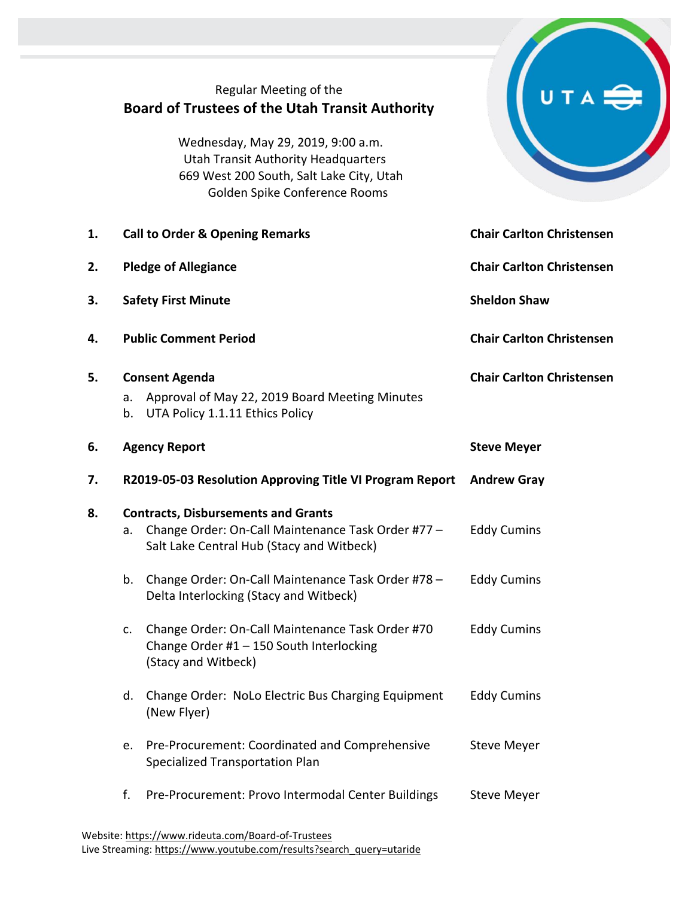Regular Meeting of the

# Board of Trustees of the Utah Transit Authority

Wednesday, May 29, 2019, 9:00 a.m.
Utah Transit Authority Headquarters
669 West 200 South, Salt Lake City, Utah
Golden Spike Conference Rooms

| | | |
|---|---|---|
| **1.** | **Call to Order & Opening Remarks** | **Chair Carlton Christensen** |
| **2.** | **Pledge of Allegiance** | **Chair Carlton Christensen** |
| **3.** | **Safety First Minute** | **Sheldon Shaw** |
| **4.** | **Public Comment Period** | **Chair Carlton Christensen** |
| **5.** | **Consent Agenda**<br>a. Approval of May 22, 2019 Board Meeting Minutes<br>b. UTA Policy 1.1.11 Ethics Policy | **Chair Carlton Christensen** |
| **6.** | **Agency Report** | **Steve Meyer** |
| **7.** | **R2019-05-03 Resolution Approving Title VI Program Report** | **Andrew Gray** |
| **8.** | **Contracts, Disbursements and Grants** | |
| | a. Change Order: On-Call Maintenance Task Order #77 – Salt Lake Central Hub (Stacy and Witbeck) | Eddy Cumins |
| | b. Change Order: On-Call Maintenance Task Order #78 – Delta Interlocking (Stacy and Witbeck) | Eddy Cumins |
| | c. Change Order: On-Call Maintenance Task Order #70 Change Order #1 – 150 South Interlocking (Stacy and Witbeck) | Eddy Cumins |
| | d. Change Order: NoLo Electric Bus Charging Equipment (New Flyer) | Eddy Cumins |
| | e. Pre-Procurement: Coordinated and Comprehensive Specialized Transportation Plan | Steve Meyer |
| | f. Pre-Procurement: Provo Intermodal Center Buildings | Steve Meyer |

Website: https://www.rideuta.com/Board-of-Trustees
Live Streaming: https://www.youtube.com/results?search_query=utaride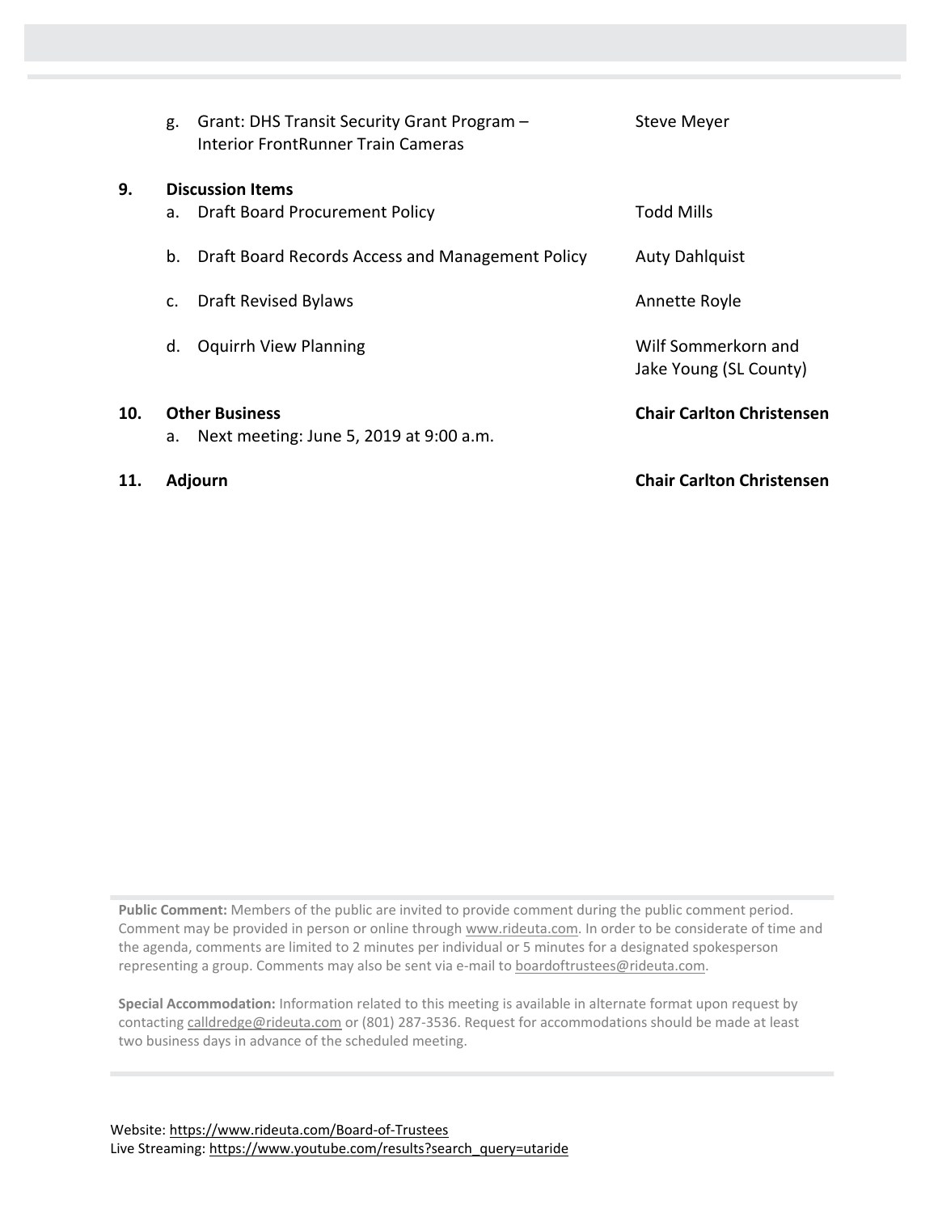g. Grant: DHS Transit Security Grant Program – Interior FrontRunner Train Cameras — Steve Meyer

**9. Discussion Items**

a. Draft Board Procurement Policy — Todd Mills

b. Draft Board Records Access and Management Policy — Auty Dahlquist

c. Draft Revised Bylaws — Annette Royle

d. Oquirrh View Planning — Wilf Sommerkorn and Jake Young (SL County)

**10. Other Business** — **Chair Carlton Christensen**

a. Next meeting: June 5, 2019 at 9:00 a.m.

**11. Adjourn** — **Chair Carlton Christensen**

---

**Public Comment:** Members of the public are invited to provide comment during the public comment period. Comment may be provided in person or online through www.rideuta.com. In order to be considerate of time and the agenda, comments are limited to 2 minutes per individual or 5 minutes for a designated spokesperson representing a group. Comments may also be sent via e-mail to boardoftrustees@rideuta.com.

**Special Accommodation:** Information related to this meeting is available in alternate format upon request by contacting calldredge@rideuta.com or (801) 287-3536. Request for accommodations should be made at least two business days in advance of the scheduled meeting.

---

Website: https://www.rideuta.com/Board-of-Trustees
Live Streaming: https://www.youtube.com/results?search_query=utaride